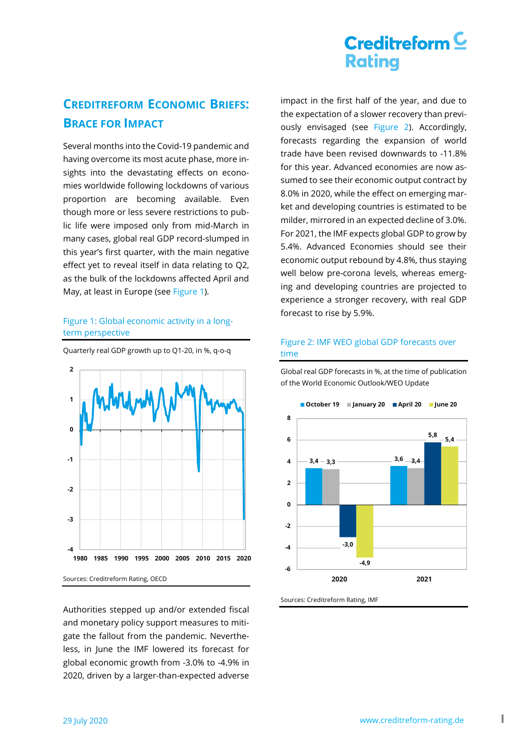# Creditreform Economic Briefs: Brace for Impact

Several months into the Covid-19 pandemic and having overcome its most acute phase, more insights into the devastating effects on economies worldwide following lockdowns of various proportion are becoming available. Even though more or less severe restrictions to public life were imposed only from mid-March in many cases, global real GDP record-slumped in this year's first quarter, with the main negative effect yet to reveal itself in data relating to Q2, as the bulk of the lockdowns affected April and May, at least in Europe (see Figure 1).

Figure 1: Global economic activity in a long-term perspective

Quarterly real GDP growth up to Q1-20, in %, q-o-q

Sources: Creditreform Rating, OECD

Authorities stepped up and/or extended fiscal and monetary policy support measures to mitigate the fallout from the pandemic. Nevertheless, in June the IMF lowered its forecast for global economic growth from -3.0% to -4.9% in 2020, driven by a larger-than-expected adverse impact in the first half of the year, and due to the expectation of a slower recovery than previously envisaged (see Figure 2). Accordingly, forecasts regarding the expansion of world trade have been revised downwards to -11.8% for this year. Advanced economies are now assumed to see their economic output contract by 8.0% in 2020, while the effect on emerging market and developing countries is estimated to be milder, mirrored in an expected decline of 3.0%. For 2021, the IMF expects global GDP to grow by 5.4%. Advanced Economies should see their economic output rebound by 4.8%, thus staying well below pre-corona levels, whereas emerging and developing countries are projected to experience a stronger recovery, with real GDP forecast to rise by 5.9%.

Figure 2: IMF WEO global GDP forecasts over time

Global real GDP forecasts in %, at the time of publication of the World Economic Outlook/WEO Update

| | October 19 | January 20 | April 20 | June 20 |
|---|---|---|---|---|
| 2020 | 3,4 | 3,3 | -3,0 | -4,9 |
| 2021 | 3,6 | 3,4 | 5,8 | 5,4 |

Sources: Creditreform Rating, IMF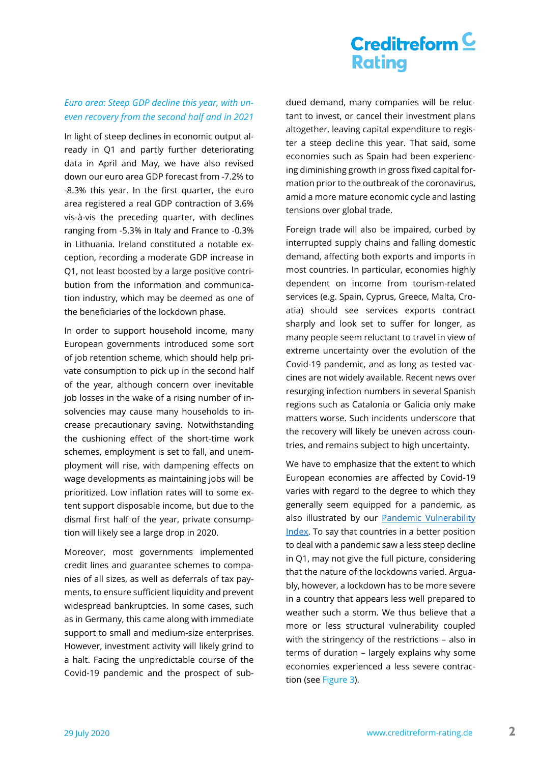*Euro area: Steep GDP decline this year, with uneven recovery from the second half and in 2021*

In light of steep declines in economic output already in Q1 and partly further deteriorating data in April and May, we have also revised down our euro area GDP forecast from -7.2% to -8.3% this year. In the first quarter, the euro area registered a real GDP contraction of 3.6% vis-à-vis the preceding quarter, with declines ranging from -5.3% in Italy and France to -0.3% in Lithuania. Ireland constituted a notable exception, recording a moderate GDP increase in Q1, not least boosted by a large positive contribution from the information and communication industry, which may be deemed as one of the beneficiaries of the lockdown phase.

In order to support household income, many European governments introduced some sort of job retention scheme, which should help private consumption to pick up in the second half of the year, although concern over inevitable job losses in the wake of a rising number of insolvencies may cause many households to increase precautionary saving. Notwithstanding the cushioning effect of the short-time work schemes, employment is set to fall, and unemployment will rise, with dampening effects on wage developments as maintaining jobs will be prioritized. Low inflation rates will to some extent support disposable income, but due to the dismal first half of the year, private consumption will likely see a large drop in 2020.

Moreover, most governments implemented credit lines and guarantee schemes to companies of all sizes, as well as deferrals of tax payments, to ensure sufficient liquidity and prevent widespread bankruptcies. In some cases, such as in Germany, this came along with immediate support to small and medium-size enterprises. However, investment activity will likely grind to a halt. Facing the unpredictable course of the Covid-19 pandemic and the prospect of subdued demand, many companies will be reluctant to invest, or cancel their investment plans altogether, leaving capital expenditure to register a steep decline this year. That said, some economies such as Spain had been experiencing diminishing growth in gross fixed capital formation prior to the outbreak of the coronavirus, amid a more mature economic cycle and lasting tensions over global trade.

Foreign trade will also be impaired, curbed by interrupted supply chains and falling domestic demand, affecting both exports and imports in most countries. In particular, economies highly dependent on income from tourism-related services (e.g. Spain, Cyprus, Greece, Malta, Croatia) should see services exports contract sharply and look set to suffer for longer, as many people seem reluctant to travel in view of extreme uncertainty over the evolution of the Covid-19 pandemic, and as long as tested vaccines are not widely available. Recent news over resurging infection numbers in several Spanish regions such as Catalonia or Galicia only make matters worse. Such incidents underscore that the recovery will likely be uneven across countries, and remains subject to high uncertainty.

We have to emphasize that the extent to which European economies are affected by Covid-19 varies with regard to the degree to which they generally seem equipped for a pandemic, as also illustrated by our Pandemic Vulnerability Index. To say that countries in a better position to deal with a pandemic saw a less steep decline in Q1, may not give the full picture, considering that the nature of the lockdowns varied. Arguably, however, a lockdown has to be more severe in a country that appears less well prepared to weather such a storm. We thus believe that a more or less structural vulnerability coupled with the stringency of the restrictions – also in terms of duration – largely explains why some economies experienced a less severe contraction (see Figure 3).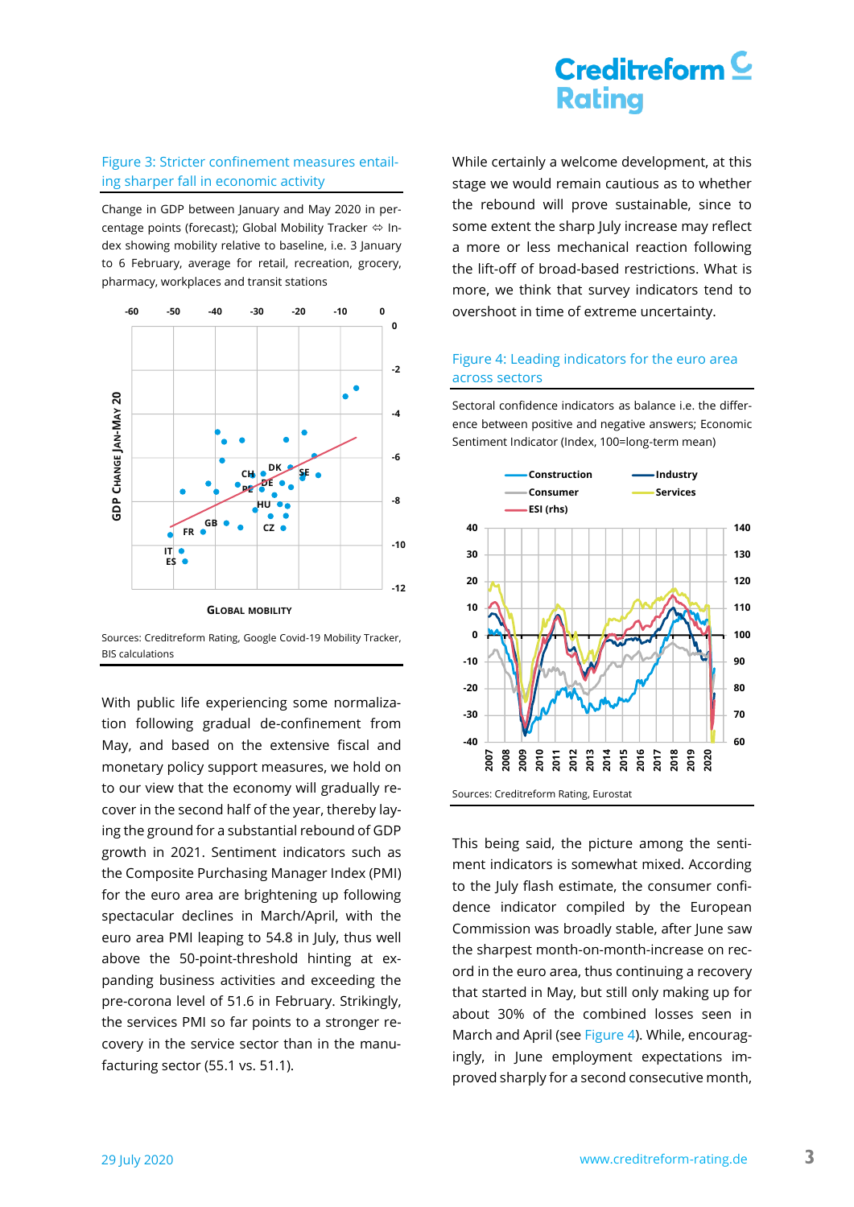Figure 3: Stricter confinement measures entailing sharper fall in economic activity

Change in GDP between January and May 2020 in percentage points (forecast); Global Mobility Tracker ⇔ Index showing mobility relative to baseline, i.e. 3 January to 6 February, average for retail, recreation, grocery, pharmacy, workplaces and transit stations

Sources: Creditreform Rating, Google Covid-19 Mobility Tracker, BIS calculations

With public life experiencing some normalization following gradual de-confinement from May, and based on the extensive fiscal and monetary policy support measures, we hold on to our view that the economy will gradually recover in the second half of the year, thereby laying the ground for a substantial rebound of GDP growth in 2021. Sentiment indicators such as the Composite Purchasing Manager Index (PMI) for the euro area are brightening up following spectacular declines in March/April, with the euro area PMI leaping to 54.8 in July, thus well above the 50-point-threshold hinting at expanding business activities and exceeding the pre-corona level of 51.6 in February. Strikingly, the services PMI so far points to a stronger recovery in the service sector than in the manufacturing sector (55.1 vs. 51.1).

While certainly a welcome development, at this stage we would remain cautious as to whether the rebound will prove sustainable, since to some extent the sharp July increase may reflect a more or less mechanical reaction following the lift-off of broad-based restrictions. What is more, we think that survey indicators tend to overshoot in time of extreme uncertainty.

Figure 4: Leading indicators for the euro area across sectors

Sectoral confidence indicators as balance i.e. the difference between positive and negative answers; Economic Sentiment Indicator (Index, 100=long-term mean)

Sources: Creditreform Rating, Eurostat

This being said, the picture among the sentiment indicators is somewhat mixed. According to the July flash estimate, the consumer confidence indicator compiled by the European Commission was broadly stable, after June saw the sharpest month-on-month-increase on record in the euro area, thus continuing a recovery that started in May, but still only making up for about 30% of the combined losses seen in March and April (see Figure 4). While, encouragingly, in June employment expectations improved sharply for a second consecutive month,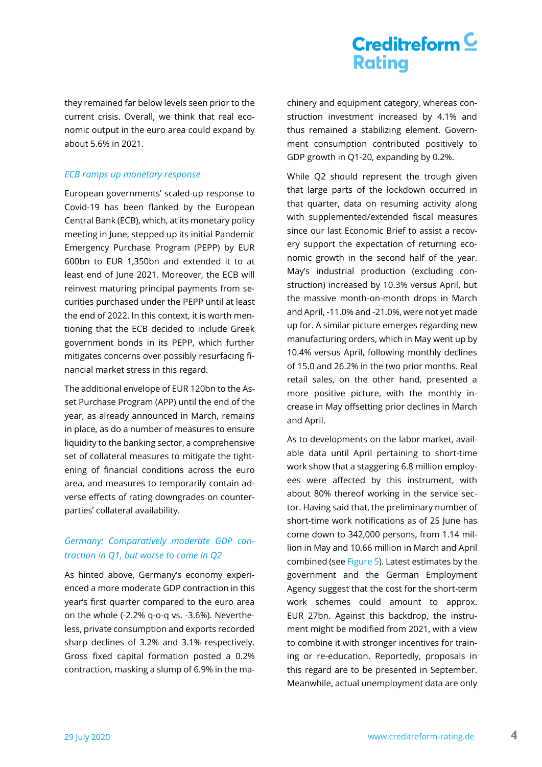they remained far below levels seen prior to the current crisis. Overall, we think that real economic output in the euro area could expand by about 5.6% in 2021.

### *ECB ramps up monetary response*

European governments' scaled-up response to Covid-19 has been flanked by the European Central Bank (ECB), which, at its monetary policy meeting in June, stepped up its initial Pandemic Emergency Purchase Program (PEPP) by EUR 600bn to EUR 1,350bn and extended it to at least end of June 2021. Moreover, the ECB will reinvest maturing principal payments from securities purchased under the PEPP until at least the end of 2022. In this context, it is worth mentioning that the ECB decided to include Greek government bonds in its PEPP, which further mitigates concerns over possibly resurfacing financial market stress in this regard.

The additional envelope of EUR 120bn to the Asset Purchase Program (APP) until the end of the year, as already announced in March, remains in place, as do a number of measures to ensure liquidity to the banking sector, a comprehensive set of collateral measures to mitigate the tightening of financial conditions across the euro area, and measures to temporarily contain adverse effects of rating downgrades on counterparties' collateral availability.

### *Germany: Comparatively moderate GDP contraction in Q1, but worse to come in Q2*

As hinted above, Germany's economy experienced a more moderate GDP contraction in this year's first quarter compared to the euro area on the whole (-2.2% q-o-q vs. -3.6%). Nevertheless, private consumption and exports recorded sharp declines of 3.2% and 3.1% respectively. Gross fixed capital formation posted a 0.2% contraction, masking a slump of 6.9% in the machinery and equipment category, whereas construction investment increased by 4.1% and thus remained a stabilizing element. Government consumption contributed positively to GDP growth in Q1-20, expanding by 0.2%.

While Q2 should represent the trough given that large parts of the lockdown occurred in that quarter, data on resuming activity along with supplemented/extended fiscal measures since our last Economic Brief to assist a recovery support the expectation of returning economic growth in the second half of the year. May's industrial production (excluding construction) increased by 10.3% versus April, but the massive month-on-month drops in March and April, -11.0% and -21.0%, were not yet made up for. A similar picture emerges regarding new manufacturing orders, which in May went up by 10.4% versus April, following monthly declines of 15.0 and 26.2% in the two prior months. Real retail sales, on the other hand, presented a more positive picture, with the monthly increase in May offsetting prior declines in March and April.

As to developments on the labor market, available data until April pertaining to short-time work show that a staggering 6.8 million employees were affected by this instrument, with about 80% thereof working in the service sector. Having said that, the preliminary number of short-time work notifications as of 25 June has come down to 342,000 persons, from 1.14 million in May and 10.66 million in March and April combined (see Figure 5). Latest estimates by the government and the German Employment Agency suggest that the cost for the short-term work schemes could amount to approx. EUR 27bn. Against this backdrop, the instrument might be modified from 2021, with a view to combine it with stronger incentives for training or re-education. Reportedly, proposals in this regard are to be presented in September. Meanwhile, actual unemployment data are only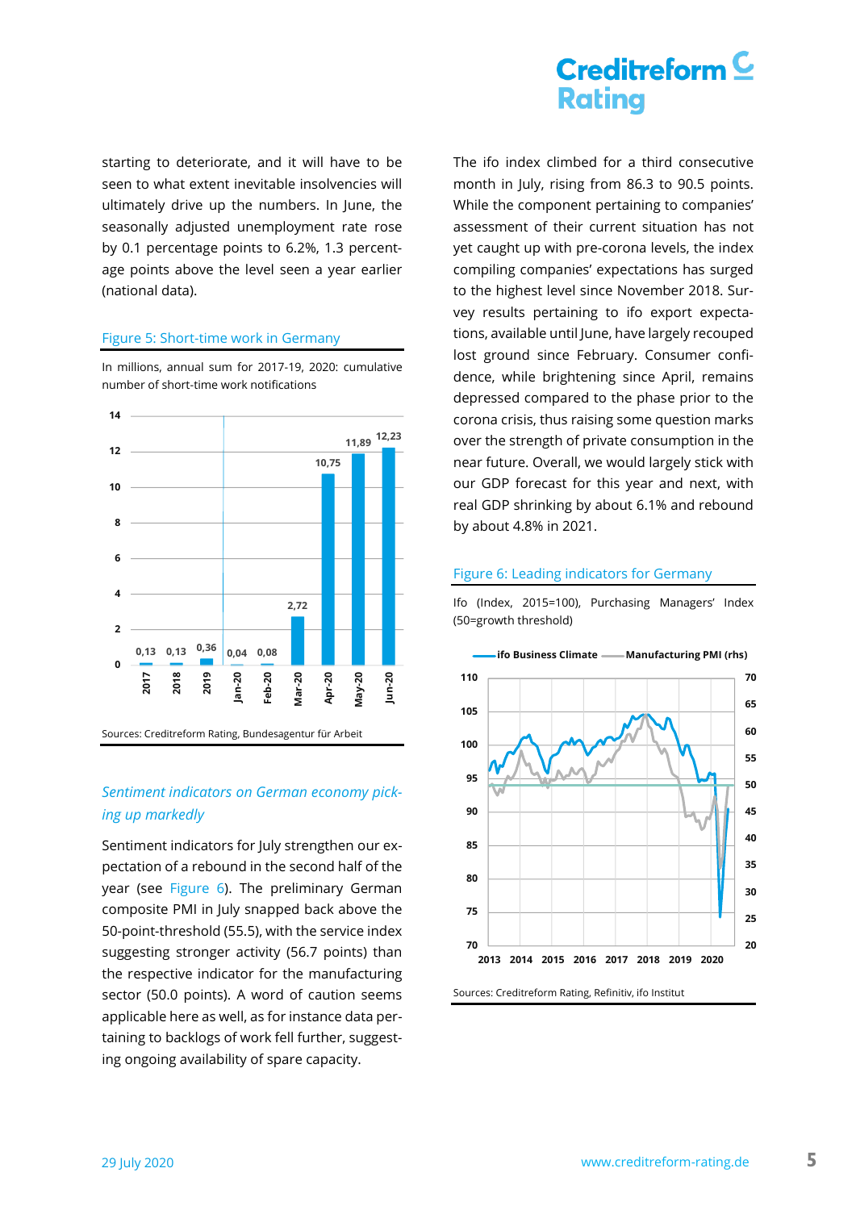starting to deteriorate, and it will have to be seen to what extent inevitable insolvencies will ultimately drive up the numbers. In June, the seasonally adjusted unemployment rate rose by 0.1 percentage points to 6.2%, 1.3 percentage points above the level seen a year earlier (national data).

Figure 5: Short-time work in Germany

In millions, annual sum for 2017-19, 2020: cumulative number of short-time work notifications

| 2017 | 2018 | 2019 | Jan-20 | Feb-20 | Mar-20 | Apr-20 | May-20 | Jun-20 |
|---|---|---|---|---|---|---|---|---|
| 0,13 | 0,13 | 0,36 | 0,04 | 0,08 | 2,72 | 10,75 | 11,89 | 12,23 |

Sources: Creditreform Rating, Bundesagentur für Arbeit

*Sentiment indicators on German economy picking up markedly*

Sentiment indicators for July strengthen our expectation of a rebound in the second half of the year (see Figure 6). The preliminary German composite PMI in July snapped back above the 50-point-threshold (55.5), with the service index suggesting stronger activity (56.7 points) than the respective indicator for the manufacturing sector (50.0 points). A word of caution seems applicable here as well, as for instance data pertaining to backlogs of work fell further, suggesting ongoing availability of spare capacity.

The ifo index climbed for a third consecutive month in July, rising from 86.3 to 90.5 points. While the component pertaining to companies' assessment of their current situation has not yet caught up with pre-corona levels, the index compiling companies' expectations has surged to the highest level since November 2018. Survey results pertaining to ifo export expectations, available until June, have largely recouped lost ground since February. Consumer confidence, while brightening since April, remains depressed compared to the phase prior to the corona crisis, thus raising some question marks over the strength of private consumption in the near future. Overall, we would largely stick with our GDP forecast for this year and next, with real GDP shrinking by about 6.1% and rebound by about 4.8% in 2021.

Figure 6: Leading indicators for Germany

Ifo (Index, 2015=100), Purchasing Managers' Index (50=growth threshold)

Sources: Creditreform Rating, Refinitiv, ifo Institut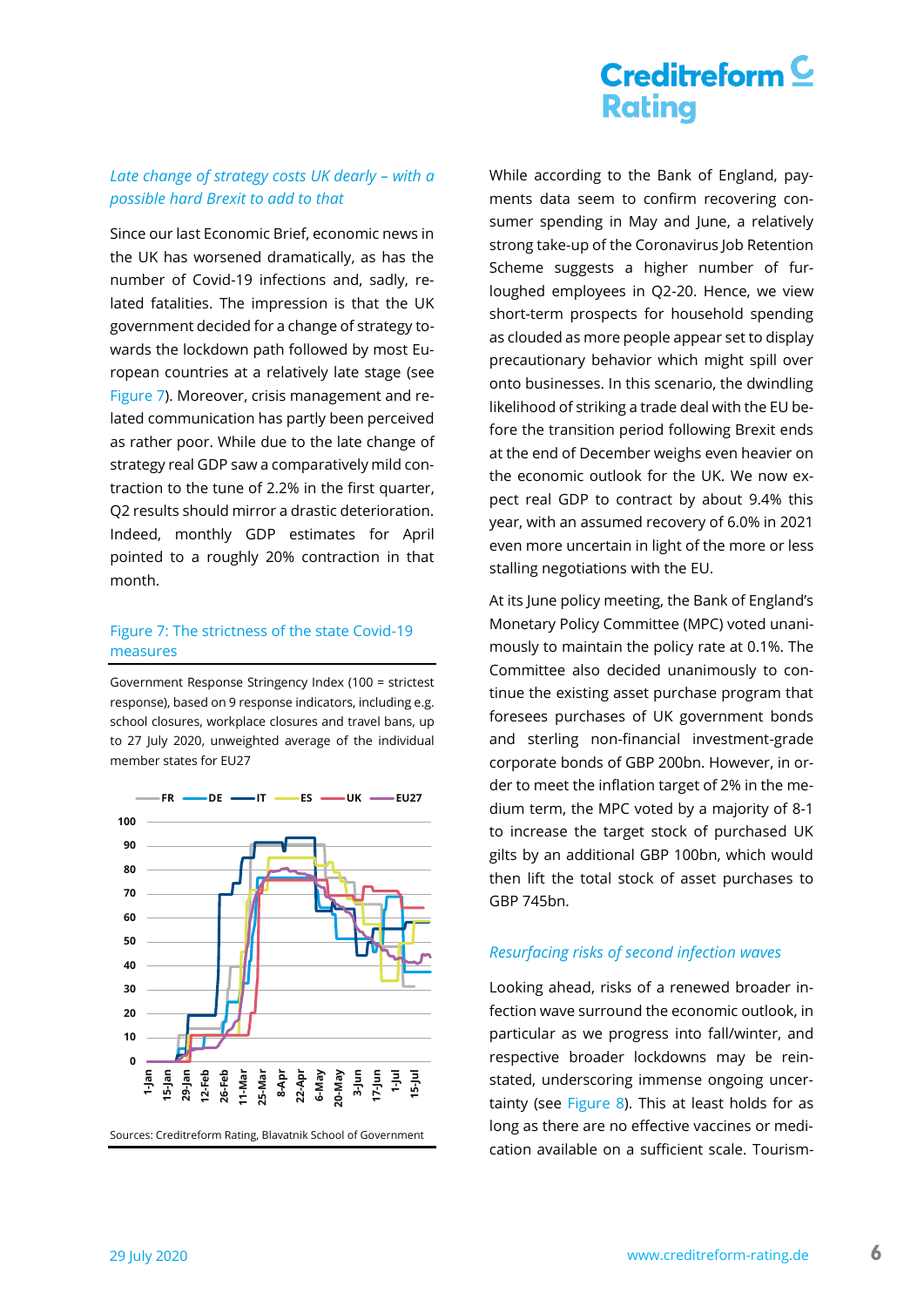### *Late change of strategy costs UK dearly – with a possible hard Brexit to add to that*

Since our last Economic Brief, economic news in the UK has worsened dramatically, as has the number of Covid-19 infections and, sadly, related fatalities. The impression is that the UK government decided for a change of strategy towards the lockdown path followed by most European countries at a relatively late stage (see Figure 7). Moreover, crisis management and related communication has partly been perceived as rather poor. While due to the late change of strategy real GDP saw a comparatively mild contraction to the tune of 2.2% in the first quarter, Q2 results should mirror a drastic deterioration. Indeed, monthly GDP estimates for April pointed to a roughly 20% contraction in that month.

Figure 7: The strictness of the state Covid-19 measures

Government Response Stringency Index (100 = strictest response), based on 9 response indicators, including e.g. school closures, workplace closures and travel bans, up to 27 July 2020, unweighted average of the individual member states for EU27

Sources: Creditreform Rating, Blavatnik School of Government

While according to the Bank of England, payments data seem to confirm recovering consumer spending in May and June, a relatively strong take-up of the Coronavirus Job Retention Scheme suggests a higher number of furloughed employees in Q2-20. Hence, we view short-term prospects for household spending as clouded as more people appear set to display precautionary behavior which might spill over onto businesses. In this scenario, the dwindling likelihood of striking a trade deal with the EU before the transition period following Brexit ends at the end of December weighs even heavier on the economic outlook for the UK. We now expect real GDP to contract by about 9.4% this year, with an assumed recovery of 6.0% in 2021 even more uncertain in light of the more or less stalling negotiations with the EU.

At its June policy meeting, the Bank of England's Monetary Policy Committee (MPC) voted unanimously to maintain the policy rate at 0.1%. The Committee also decided unanimously to continue the existing asset purchase program that foresees purchases of UK government bonds and sterling non-financial investment-grade corporate bonds of GBP 200bn. However, in order to meet the inflation target of 2% in the medium term, the MPC voted by a majority of 8-1 to increase the target stock of purchased UK gilts by an additional GBP 100bn, which would then lift the total stock of asset purchases to GBP 745bn.

### *Resurfacing risks of second infection waves*

Looking ahead, risks of a renewed broader infection wave surround the economic outlook, in particular as we progress into fall/winter, and respective broader lockdowns may be reinstated, underscoring immense ongoing uncertainty (see Figure 8). This at least holds for as long as there are no effective vaccines or medication available on a sufficient scale. Tourism-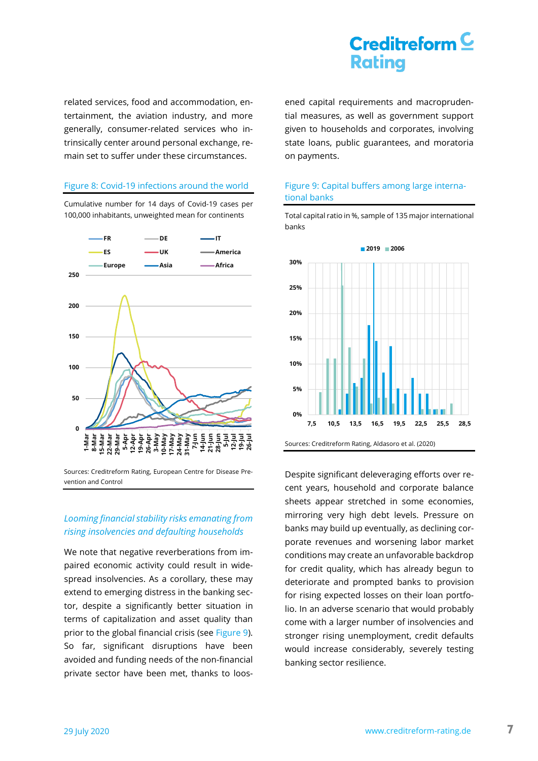related services, food and accommodation, entertainment, the aviation industry, and more generally, consumer-related services who intrinsically center around personal exchange, remain set to suffer under these circumstances.

Figure 8: Covid-19 infections around the world

Cumulative number for 14 days of Covid-19 cases per 100,000 inhabitants, unweighted mean for continents

Sources: Creditreform Rating, European Centre for Disease Prevention and Control

*Looming financial stability risks emanating from rising insolvencies and defaulting households*

We note that negative reverberations from impaired economic activity could result in widespread insolvencies. As a corollary, these may extend to emerging distress in the banking sector, despite a significantly better situation in terms of capitalization and asset quality than prior to the global financial crisis (see Figure 9). So far, significant disruptions have been avoided and funding needs of the non-financial private sector have been met, thanks to loosened capital requirements and macroprudential measures, as well as government support given to households and corporates, involving state loans, public guarantees, and moratoria on payments.

Figure 9: Capital buffers among large international banks

Total capital ratio in %, sample of 135 major international banks

Sources: Creditreform Rating, Aldasoro et al. (2020)

Despite significant deleveraging efforts over recent years, household and corporate balance sheets appear stretched in some economies, mirroring very high debt levels. Pressure on banks may build up eventually, as declining corporate revenues and worsening labor market conditions may create an unfavorable backdrop for credit quality, which has already begun to deteriorate and prompted banks to provision for rising expected losses on their loan portfolio. In an adverse scenario that would probably come with a larger number of insolvencies and stronger rising unemployment, credit defaults would increase considerably, severely testing banking sector resilience.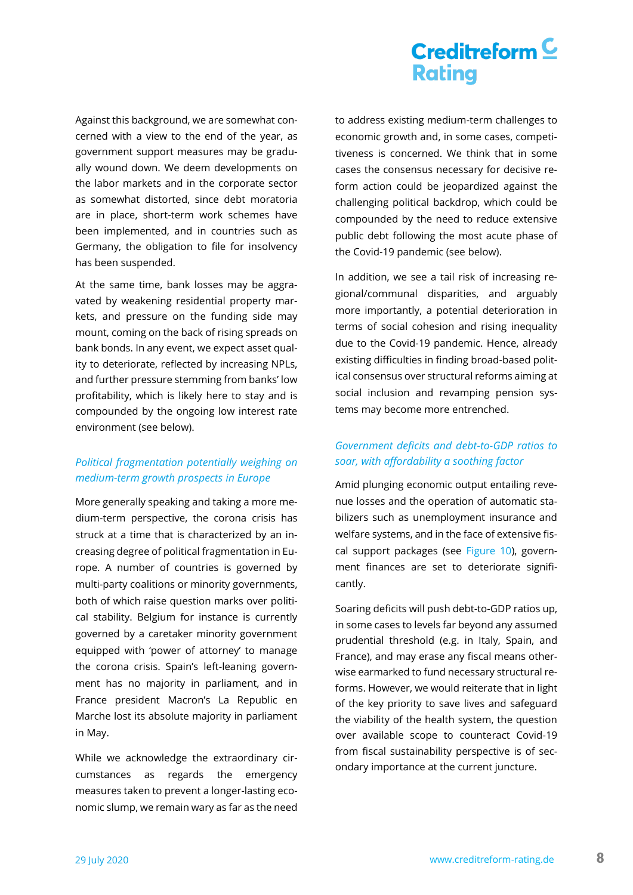Against this background, we are somewhat concerned with a view to the end of the year, as government support measures may be gradually wound down. We deem developments on the labor markets and in the corporate sector as somewhat distorted, since debt moratoria are in place, short-term work schemes have been implemented, and in countries such as Germany, the obligation to file for insolvency has been suspended.

At the same time, bank losses may be aggravated by weakening residential property markets, and pressure on the funding side may mount, coming on the back of rising spreads on bank bonds. In any event, we expect asset quality to deteriorate, reflected by increasing NPLs, and further pressure stemming from banks' low profitability, which is likely here to stay and is compounded by the ongoing low interest rate environment (see below).

### *Political fragmentation potentially weighing on medium-term growth prospects in Europe*

More generally speaking and taking a more medium-term perspective, the corona crisis has struck at a time that is characterized by an increasing degree of political fragmentation in Europe. A number of countries is governed by multi-party coalitions or minority governments, both of which raise question marks over political stability. Belgium for instance is currently governed by a caretaker minority government equipped with 'power of attorney' to manage the corona crisis. Spain's left-leaning government has no majority in parliament, and in France president Macron's La Republic en Marche lost its absolute majority in parliament in May.

While we acknowledge the extraordinary circumstances as regards the emergency measures taken to prevent a longer-lasting economic slump, we remain wary as far as the need to address existing medium-term challenges to economic growth and, in some cases, competitiveness is concerned. We think that in some cases the consensus necessary for decisive reform action could be jeopardized against the challenging political backdrop, which could be compounded by the need to reduce extensive public debt following the most acute phase of the Covid-19 pandemic (see below).

In addition, we see a tail risk of increasing regional/communal disparities, and arguably more importantly, a potential deterioration in terms of social cohesion and rising inequality due to the Covid-19 pandemic. Hence, already existing difficulties in finding broad-based political consensus over structural reforms aiming at social inclusion and revamping pension systems may become more entrenched.

### *Government deficits and debt-to-GDP ratios to soar, with affordability a soothing factor*

Amid plunging economic output entailing revenue losses and the operation of automatic stabilizers such as unemployment insurance and welfare systems, and in the face of extensive fiscal support packages (see Figure 10), government finances are set to deteriorate significantly.

Soaring deficits will push debt-to-GDP ratios up, in some cases to levels far beyond any assumed prudential threshold (e.g. in Italy, Spain, and France), and may erase any fiscal means otherwise earmarked to fund necessary structural reforms. However, we would reiterate that in light of the key priority to save lives and safeguard the viability of the health system, the question over available scope to counteract Covid-19 from fiscal sustainability perspective is of secondary importance at the current juncture.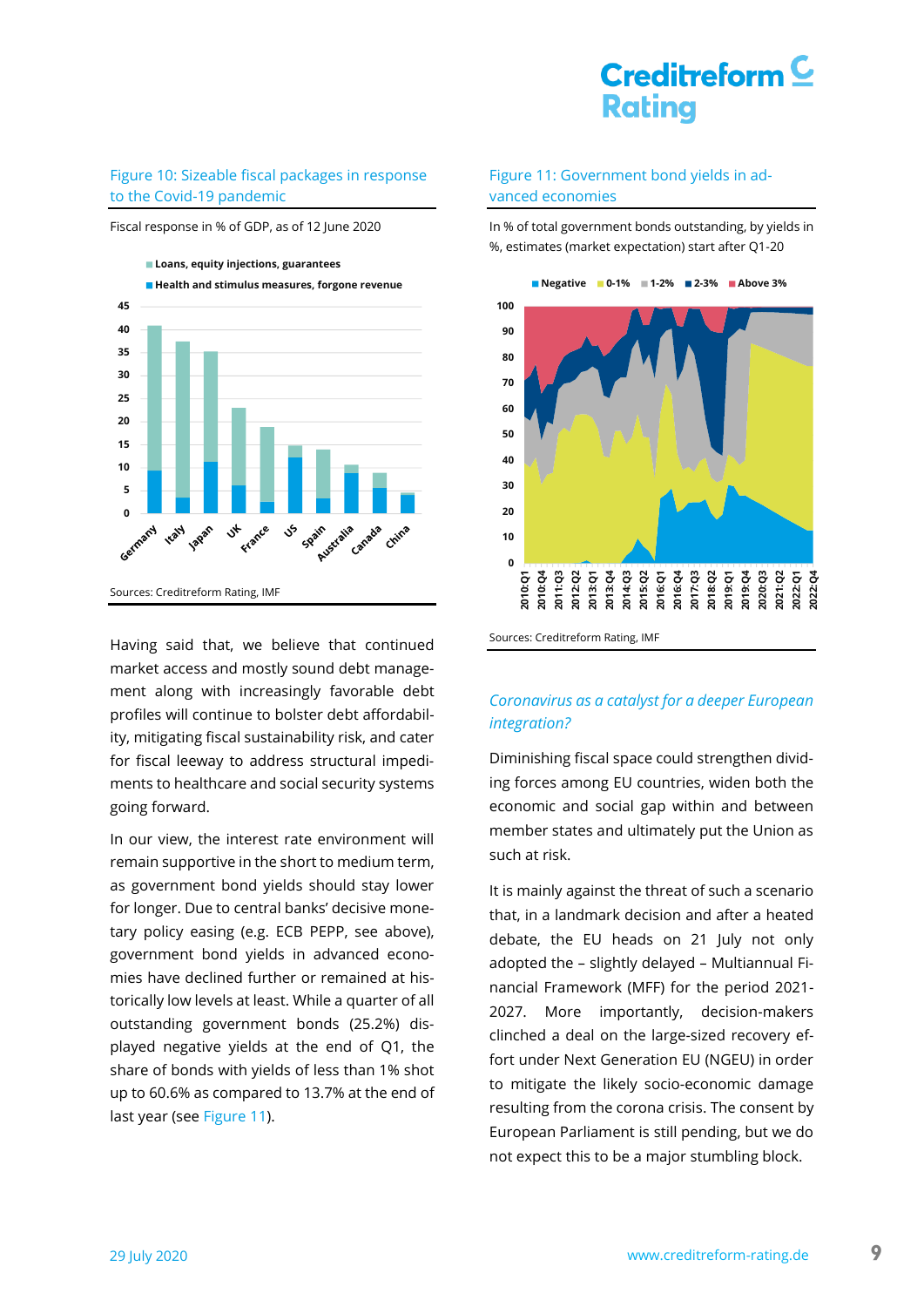Figure 10: Sizeable fiscal packages in response to the Covid-19 pandemic

Fiscal response in % of GDP, as of 12 June 2020

Sources: Creditreform Rating, IMF

Having said that, we believe that continued market access and mostly sound debt management along with increasingly favorable debt profiles will continue to bolster debt affordability, mitigating fiscal sustainability risk, and cater for fiscal leeway to address structural impediments to healthcare and social security systems going forward.

In our view, the interest rate environment will remain supportive in the short to medium term, as government bond yields should stay lower for longer. Due to central banks' decisive monetary policy easing (e.g. ECB PEPP, see above), government bond yields in advanced economies have declined further or remained at historically low levels at least. While a quarter of all outstanding government bonds (25.2%) displayed negative yields at the end of Q1, the share of bonds with yields of less than 1% shot up to 60.6% as compared to 13.7% at the end of last year (see Figure 11).

Figure 11: Government bond yields in advanced economies

In % of total government bonds outstanding, by yields in %, estimates (market expectation) start after Q1-20

Sources: Creditreform Rating, IMF

*Coronavirus as a catalyst for a deeper European integration?*

Diminishing fiscal space could strengthen dividing forces among EU countries, widen both the economic and social gap within and between member states and ultimately put the Union as such at risk.

It is mainly against the threat of such a scenario that, in a landmark decision and after a heated debate, the EU heads on 21 July not only adopted the – slightly delayed – Multiannual Financial Framework (MFF) for the period 2021-2027. More importantly, decision-makers clinched a deal on the large-sized recovery effort under Next Generation EU (NGEU) in order to mitigate the likely socio-economic damage resulting from the corona crisis. The consent by European Parliament is still pending, but we do not expect this to be a major stumbling block.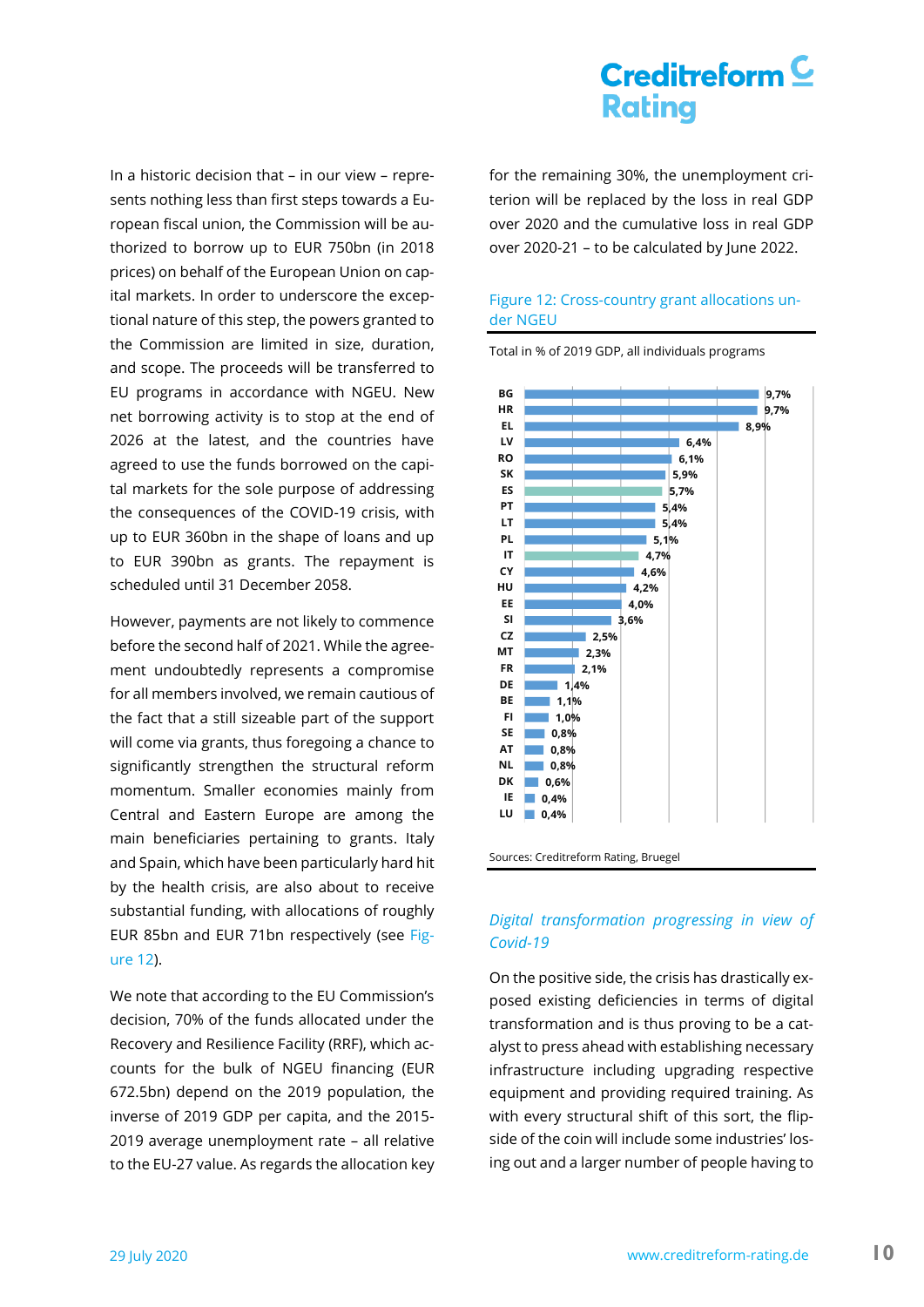In a historic decision that – in our view – represents nothing less than first steps towards a European fiscal union, the Commission will be authorized to borrow up to EUR 750bn (in 2018 prices) on behalf of the European Union on capital markets. In order to underscore the exceptional nature of this step, the powers granted to the Commission are limited in size, duration, and scope. The proceeds will be transferred to EU programs in accordance with NGEU. New net borrowing activity is to stop at the end of 2026 at the latest, and the countries have agreed to use the funds borrowed on the capital markets for the sole purpose of addressing the consequences of the COVID-19 crisis, with up to EUR 360bn in the shape of loans and up to EUR 390bn as grants. The repayment is scheduled until 31 December 2058.

However, payments are not likely to commence before the second half of 2021. While the agreement undoubtedly represents a compromise for all members involved, we remain cautious of the fact that a still sizeable part of the support will come via grants, thus foregoing a chance to significantly strengthen the structural reform momentum. Smaller economies mainly from Central and Eastern Europe are among the main beneficiaries pertaining to grants. Italy and Spain, which have been particularly hard hit by the health crisis, are also about to receive substantial funding, with allocations of roughly EUR 85bn and EUR 71bn respectively (see Figure 12).

We note that according to the EU Commission's decision, 70% of the funds allocated under the Recovery and Resilience Facility (RRF), which accounts for the bulk of NGEU financing (EUR 672.5bn) depend on the 2019 population, the inverse of 2019 GDP per capita, and the 2015-2019 average unemployment rate – all relative to the EU-27 value. As regards the allocation key for the remaining 30%, the unemployment criterion will be replaced by the loss in real GDP over 2020 and the cumulative loss in real GDP over 2020-21 – to be calculated by June 2022.

Figure 12: Cross-country grant allocations under NGEU

Total in % of 2019 GDP, all individuals programs

| Country | Value |
|---|---|
| BG | 9,7% |
| HR | 9,7% |
| EL | 8,9% |
| LV | 6,4% |
| RO | 6,1% |
| SK | 5,9% |
| ES | 5,7% |
| PT | 5,4% |
| LT | 5,4% |
| PL | 5,1% |
| IT | 4,7% |
| CY | 4,6% |
| HU | 4,2% |
| EE | 4,0% |
| SI | 3,6% |
| CZ | 2,5% |
| MT | 2,3% |
| FR | 2,1% |
| DE | 1,4% |
| BE | 1,1% |
| FI | 1,0% |
| SE | 0,8% |
| AT | 0,8% |
| NL | 0,8% |
| DK | 0,6% |
| IE | 0,4% |
| LU | 0,4% |

Sources: Creditreform Rating, Bruegel

## *Digital transformation progressing in view of Covid-19*

On the positive side, the crisis has drastically exposed existing deficiencies in terms of digital transformation and is thus proving to be a catalyst to press ahead with establishing necessary infrastructure including upgrading respective equipment and providing required training. As with every structural shift of this sort, the flipside of the coin will include some industries' losing out and a larger number of people having to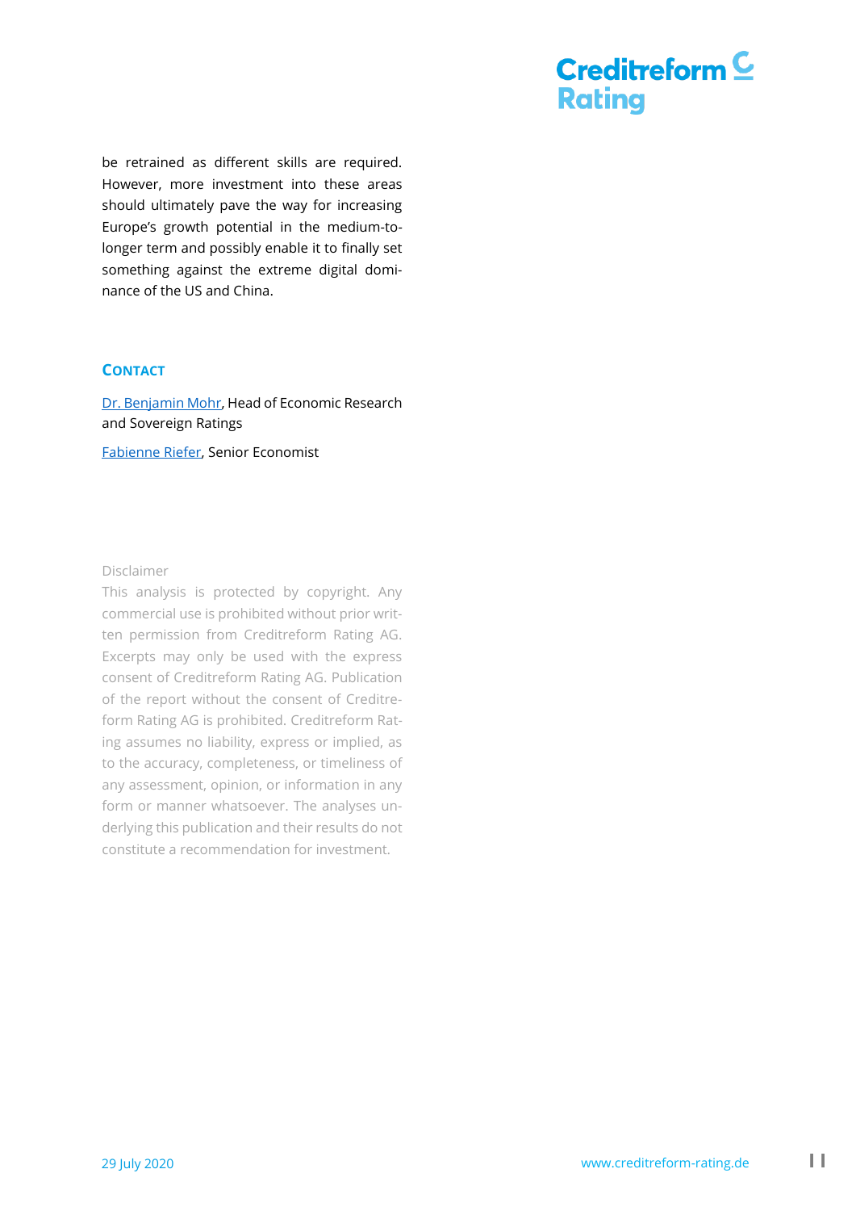be retrained as different skills are required. However, more investment into these areas should ultimately pave the way for increasing Europe's growth potential in the medium-to-longer term and possibly enable it to finally set something against the extreme digital dominance of the US and China.

## Contact

[Dr. Benjamin Mohr](), Head of Economic Research and Sovereign Ratings

[Fabienne Riefer](), Senior Economist

Disclaimer

This analysis is protected by copyright. Any commercial use is prohibited without prior written permission from Creditreform Rating AG. Excerpts may only be used with the express consent of Creditreform Rating AG. Publication of the report without the consent of Creditreform Rating AG is prohibited. Creditreform Rating AG assumes no liability, express or implied, as to the accuracy, completeness, or timeliness of any assessment, opinion, or information in any form or manner whatsoever. The analyses underlying this publication and their results do not constitute a recommendation for investment.